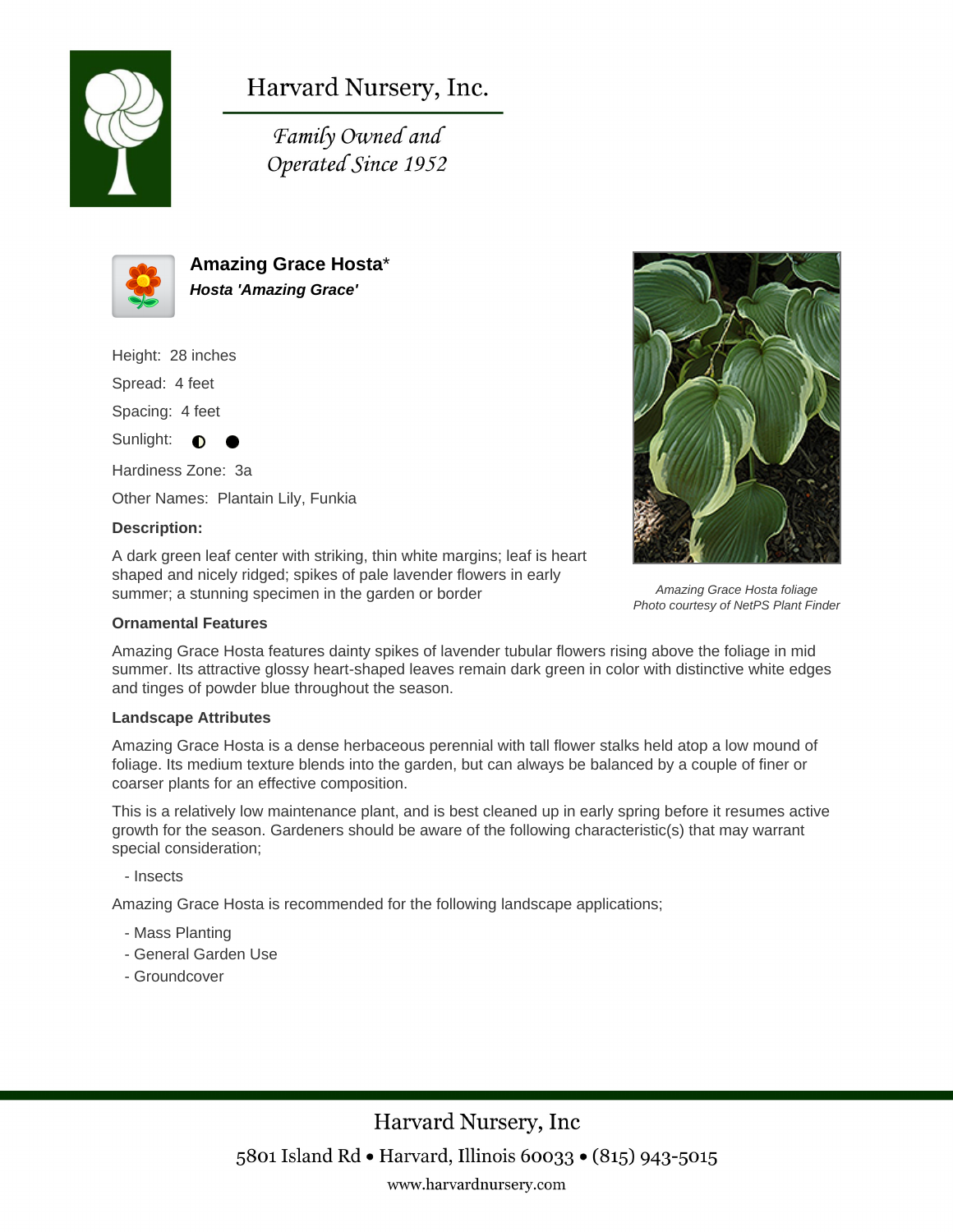# Harvard Nursery, Inc.

*Family Owned and Operated Since 1952*

## Amazing Grace Hosta*

***Hosta 'Amazing Grace'***

Height: 28 inches

Spread: 4 feet

Spacing: 4 feet

Sunlight: ◐ ●

Hardiness Zone: 3a

Other Names: Plantain Lily, Funkia

**Description:**

A dark green leaf center with striking, thin white margins; leaf is heart shaped and nicely ridged; spikes of pale lavender flowers in early summer; a stunning specimen in the garden or border

*Amazing Grace Hosta foliage*
*Photo courtesy of NetPS Plant Finder*

**Ornamental Features**

Amazing Grace Hosta features dainty spikes of lavender tubular flowers rising above the foliage in mid summer. Its attractive glossy heart-shaped leaves remain dark green in color with distinctive white edges and tinges of powder blue throughout the season.

**Landscape Attributes**

Amazing Grace Hosta is a dense herbaceous perennial with tall flower stalks held atop a low mound of foliage. Its medium texture blends into the garden, but can always be balanced by a couple of finer or coarser plants for an effective composition.

This is a relatively low maintenance plant, and is best cleaned up in early spring before it resumes active growth for the season. Gardeners should be aware of the following characteristic(s) that may warrant special consideration;

- Insects

Amazing Grace Hosta is recommended for the following landscape applications;

- Mass Planting
- General Garden Use
- Groundcover

Harvard Nursery, Inc

5801 Island Rd • Harvard, Illinois 60033 • (815) 943-5015

www.harvardnursery.com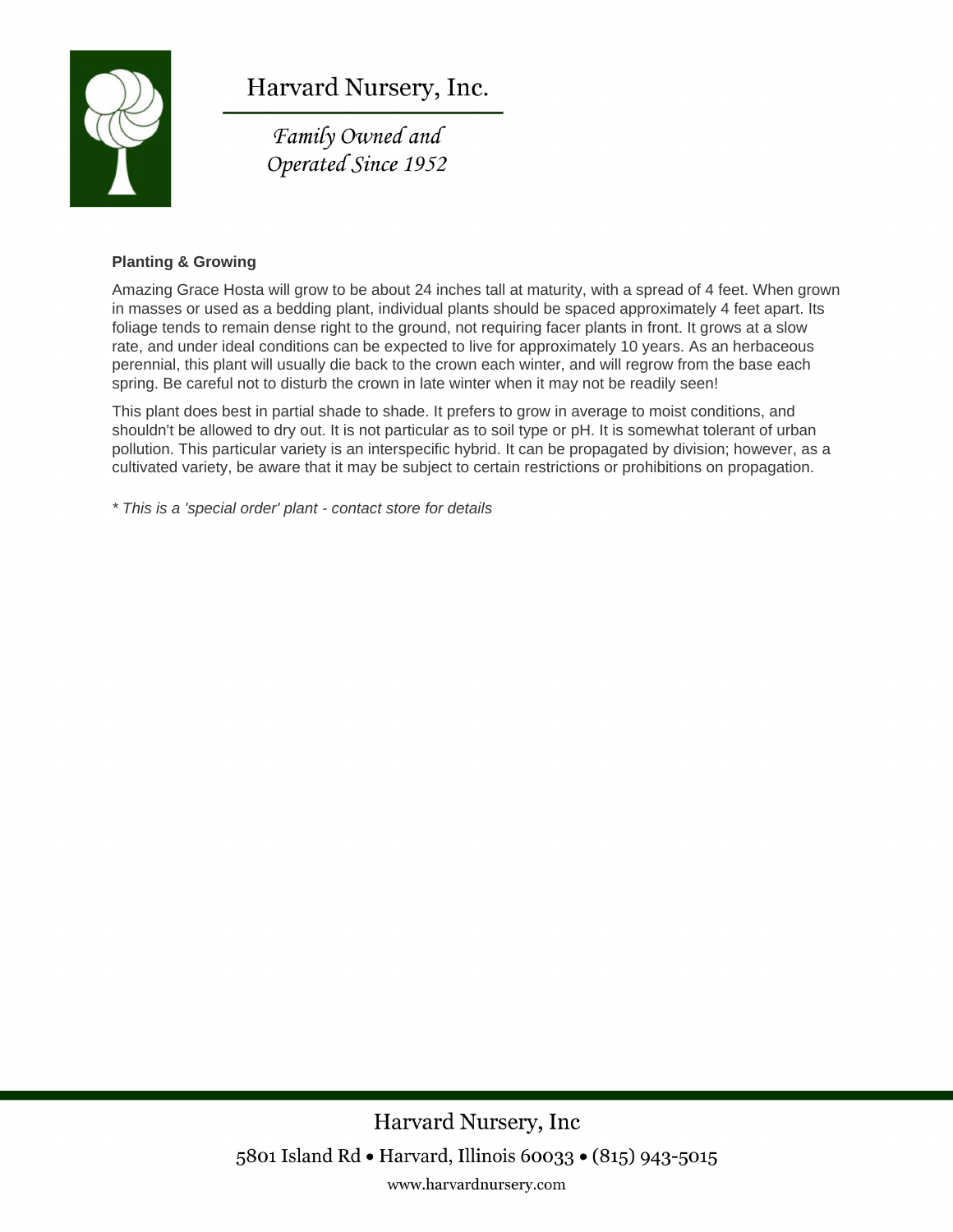**Planting & Growing**

Amazing Grace Hosta will grow to be about 24 inches tall at maturity, with a spread of 4 feet. When grown in masses or used as a bedding plant, individual plants should be spaced approximately 4 feet apart. Its foliage tends to remain dense right to the ground, not requiring facer plants in front. It grows at a slow rate, and under ideal conditions can be expected to live for approximately 10 years. As an herbaceous perennial, this plant will usually die back to the crown each winter, and will regrow from the base each spring. Be careful not to disturb the crown in late winter when it may not be readily seen!

This plant does best in partial shade to shade. It prefers to grow in average to moist conditions, and shouldn't be allowed to dry out. It is not particular as to soil type or pH. It is somewhat tolerant of urban pollution. This particular variety is an interspecific hybrid. It can be propagated by division; however, as a cultivated variety, be aware that it may be subject to certain restrictions or prohibitions on propagation.

*\* This is a 'special order' plant - contact store for details*